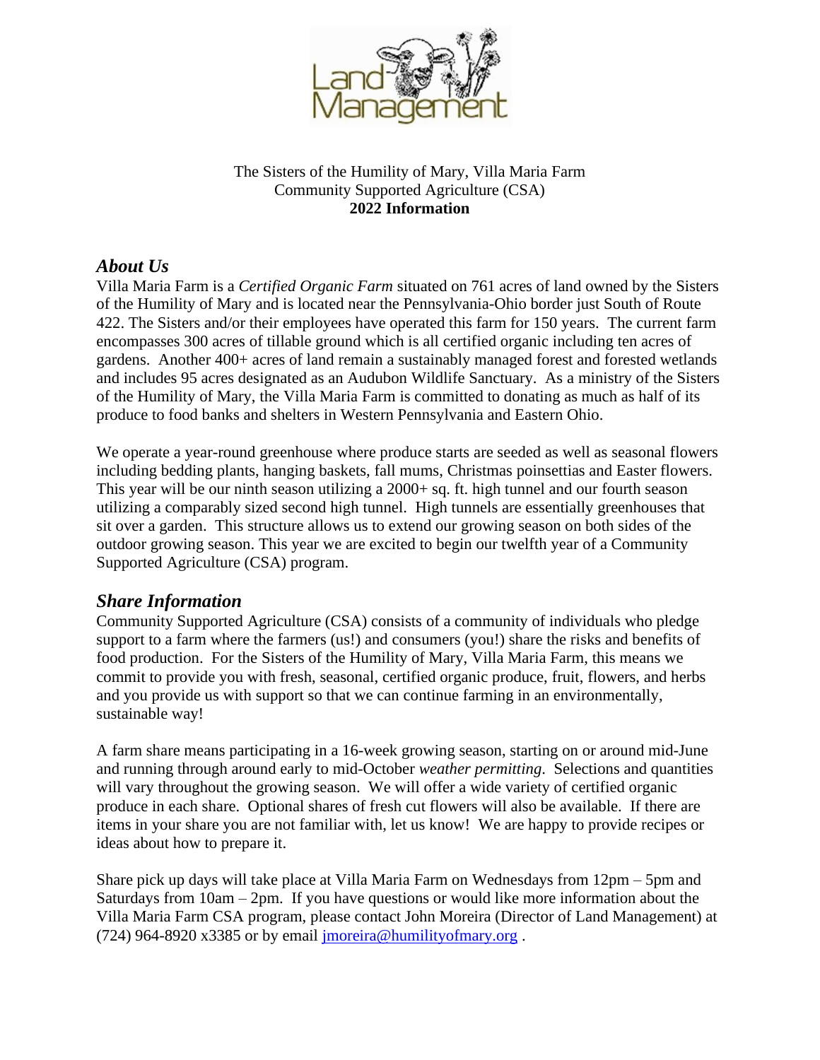Land Management

The Sisters of the Humility of Mary, Villa Maria Farm
Community Supported Agriculture (CSA)
**2022 Information**

## *About Us*

Villa Maria Farm is a *Certified Organic Farm* situated on 761 acres of land owned by the Sisters of the Humility of Mary and is located near the Pennsylvania-Ohio border just South of Route 422. The Sisters and/or their employees have operated this farm for 150 years. The current farm encompasses 300 acres of tillable ground which is all certified organic including ten acres of gardens. Another 400+ acres of land remain a sustainably managed forest and forested wetlands and includes 95 acres designated as an Audubon Wildlife Sanctuary. As a ministry of the Sisters of the Humility of Mary, the Villa Maria Farm is committed to donating as much as half of its produce to food banks and shelters in Western Pennsylvania and Eastern Ohio.

We operate a year-round greenhouse where produce starts are seeded as well as seasonal flowers including bedding plants, hanging baskets, fall mums, Christmas poinsettias and Easter flowers. This year will be our ninth season utilizing a 2000+ sq. ft. high tunnel and our fourth season utilizing a comparably sized second high tunnel. High tunnels are essentially greenhouses that sit over a garden. This structure allows us to extend our growing season on both sides of the outdoor growing season. This year we are excited to begin our twelfth year of a Community Supported Agriculture (CSA) program.

## *Share Information*

Community Supported Agriculture (CSA) consists of a community of individuals who pledge support to a farm where the farmers (us!) and consumers (you!) share the risks and benefits of food production. For the Sisters of the Humility of Mary, Villa Maria Farm, this means we commit to provide you with fresh, seasonal, certified organic produce, fruit, flowers, and herbs and you provide us with support so that we can continue farming in an environmentally, sustainable way!

A farm share means participating in a 16-week growing season, starting on or around mid-June and running through around early to mid-October *weather permitting*. Selections and quantities will vary throughout the growing season. We will offer a wide variety of certified organic produce in each share. Optional shares of fresh cut flowers will also be available. If there are items in your share you are not familiar with, let us know! We are happy to provide recipes or ideas about how to prepare it.

Share pick up days will take place at Villa Maria Farm on Wednesdays from 12pm – 5pm and Saturdays from 10am – 2pm. If you have questions or would like more information about the Villa Maria Farm CSA program, please contact John Moreira (Director of Land Management) at (724) 964-8920 x3385 or by email [jmoreira@humilityofmary.org](mailto:jmoreira@humilityofmary.org) .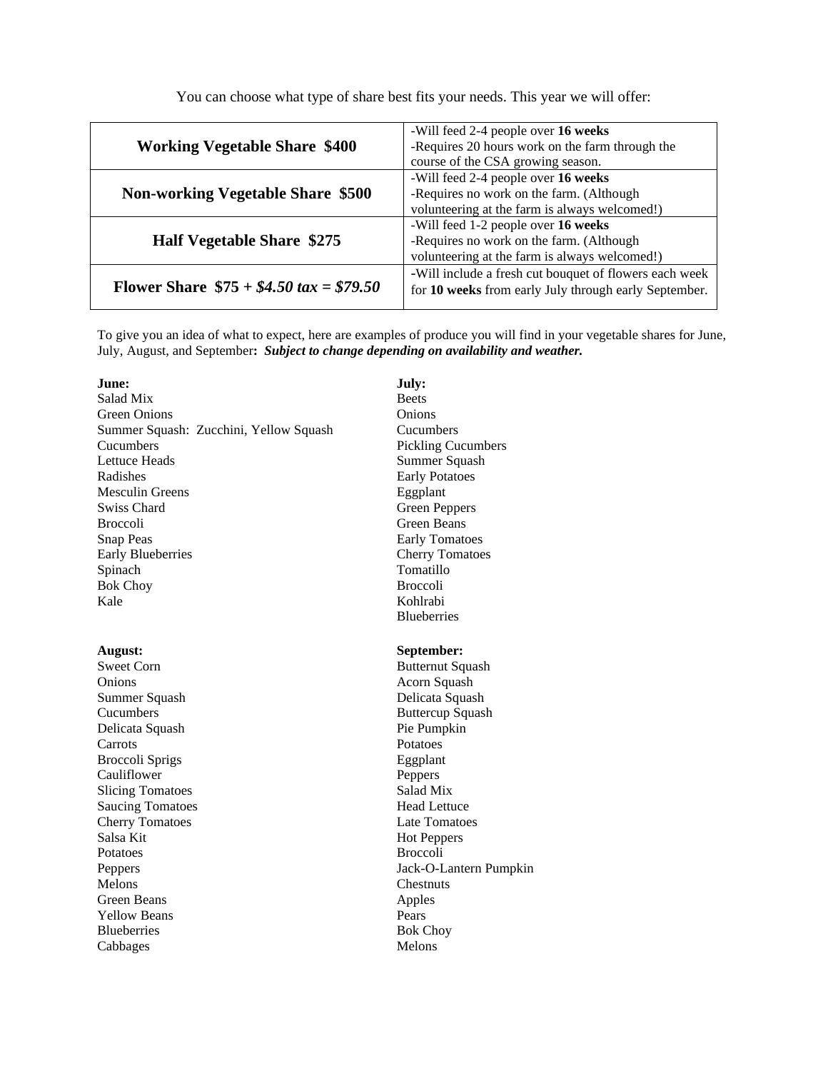You can choose what type of share best fits your needs. This year we will offer:

| | |
|---|---|
| **Working Vegetable Share $400** | -Will feed 2-4 people over **16 weeks**<br>-Requires 20 hours work on the farm through the course of the CSA growing season. |
| **Non-working Vegetable Share $500** | -Will feed 2-4 people over **16 weeks**<br>-Requires no work on the farm. (Although volunteering at the farm is always welcomed!) |
| **Half Vegetable Share $275** | -Will feed 1-2 people over **16 weeks**<br>-Requires no work on the farm. (Although volunteering at the farm is always welcomed!) |
| **Flower Share $75 + *$4.50 tax = $79.50*** | -Will include a fresh cut bouquet of flowers each week for **10 weeks** from early July through early September. |

To give you an idea of what to expect, here are examples of produce you will find in your vegetable shares for June, July, August, and September**:** ***Subject to change depending on availability and weather.***

**June:**
Salad Mix
Green Onions
Summer Squash: Zucchini, Yellow Squash
Cucumbers
Lettuce Heads
Radishes
Mesculin Greens
Swiss Chard
Broccoli
Snap Peas
Early Blueberries
Spinach
Bok Choy
Kale

**July:**
Beets
Onions
Cucumbers
Pickling Cucumbers
Summer Squash
Early Potatoes
Eggplant
Green Peppers
Green Beans
Early Tomatoes
Cherry Tomatoes
Tomatillo
Broccoli
Kohlrabi
Blueberries

**August:**
Sweet Corn
Onions
Summer Squash
Cucumbers
Delicata Squash
Carrots
Broccoli Sprigs
Cauliflower
Slicing Tomatoes
Saucing Tomatoes
Cherry Tomatoes
Salsa Kit
Potatoes
Peppers
Melons
Green Beans
Yellow Beans
Blueberries
Cabbages

**September:**
Butternut Squash
Acorn Squash
Delicata Squash
Buttercup Squash
Pie Pumpkin
Potatoes
Eggplant
Peppers
Salad Mix
Head Lettuce
Late Tomatoes
Hot Peppers
Broccoli
Jack-O-Lantern Pumpkin
Chestnuts
Apples
Pears
Bok Choy
Melons